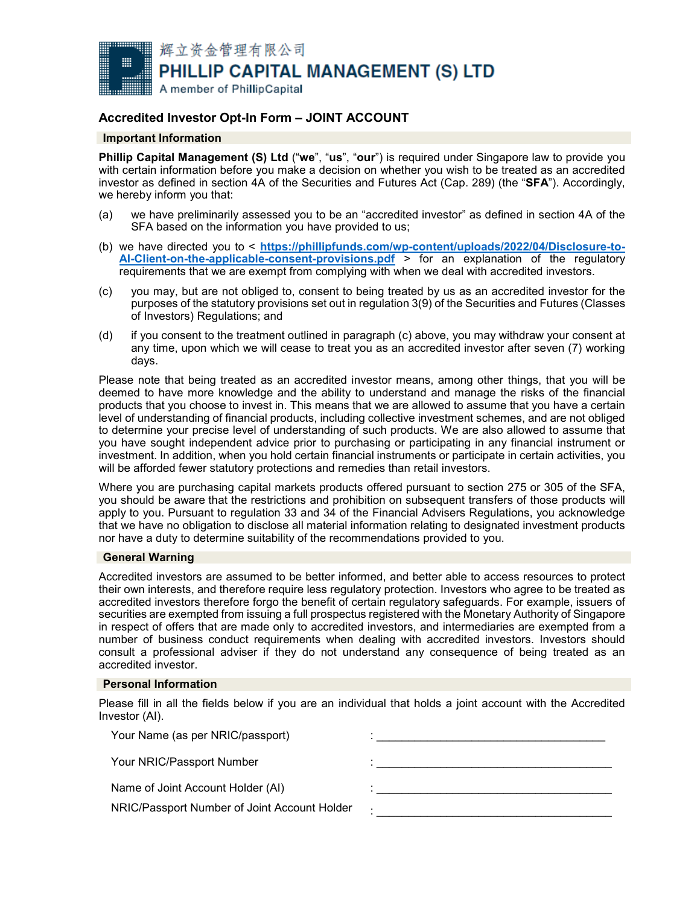輝立資金管理有限公司
**PHILLIP CAPITAL MANAGEMENT (S) LTD**
A member of PhillipCapital

## Accredited Investor Opt-In Form – JOINT ACCOUNT

### Important Information

**Phillip Capital Management (S) Ltd** ("**we**", "**us**", "**our**") is required under Singapore law to provide you with certain information before you make a decision on whether you wish to be treated as an accredited investor as defined in section 4A of the Securities and Futures Act (Cap. 289) (the "**SFA**"). Accordingly, we hereby inform you that:

(a) we have preliminarily assessed you to be an "accredited investor" as defined in section 4A of the SFA based on the information you have provided to us;

(b) we have directed you to < **https://phillipfunds.com/wp-content/uploads/2022/04/Disclosure-to-AI-Client-on-the-applicable-consent-provisions.pdf** > for an explanation of the regulatory requirements that we are exempt from complying with when we deal with accredited investors.

(c) you may, but are not obliged to, consent to being treated by us as an accredited investor for the purposes of the statutory provisions set out in regulation 3(9) of the Securities and Futures (Classes of Investors) Regulations; and

(d) if you consent to the treatment outlined in paragraph (c) above, you may withdraw your consent at any time, upon which we will cease to treat you as an accredited investor after seven (7) working days.

Please note that being treated as an accredited investor means, among other things, that you will be deemed to have more knowledge and the ability to understand and manage the risks of the financial products that you choose to invest in. This means that we are allowed to assume that you have a certain level of understanding of financial products, including collective investment schemes, and are not obliged to determine your precise level of understanding of such products. We are also allowed to assume that you have sought independent advice prior to purchasing or participating in any financial instrument or investment. In addition, when you hold certain financial instruments or participate in certain activities, you will be afforded fewer statutory protections and remedies than retail investors.

Where you are purchasing capital markets products offered pursuant to section 275 or 305 of the SFA, you should be aware that the restrictions and prohibition on subsequent transfers of those products will apply to you. Pursuant to regulation 33 and 34 of the Financial Advisers Regulations, you acknowledge that we have no obligation to disclose all material information relating to designated investment products nor have a duty to determine suitability of the recommendations provided to you.

### General Warning

Accredited investors are assumed to be better informed, and better able to access resources to protect their own interests, and therefore require less regulatory protection. Investors who agree to be treated as accredited investors therefore forgo the benefit of certain regulatory safeguards. For example, issuers of securities are exempted from issuing a full prospectus registered with the Monetary Authority of Singapore in respect of offers that are made only to accredited investors, and intermediaries are exempted from a number of business conduct requirements when dealing with accredited investors. Investors should consult a professional adviser if they do not understand any consequence of being treated as an accredited investor.

### Personal Information

Please fill in all the fields below if you are an individual that holds a joint account with the Accredited Investor (AI).

Your Name (as per NRIC/passport) : ____________________________________

Your NRIC/Passport Number : ____________________________________

Name of Joint Account Holder (AI) : ____________________________________

NRIC/Passport Number of Joint Account Holder : ____________________________________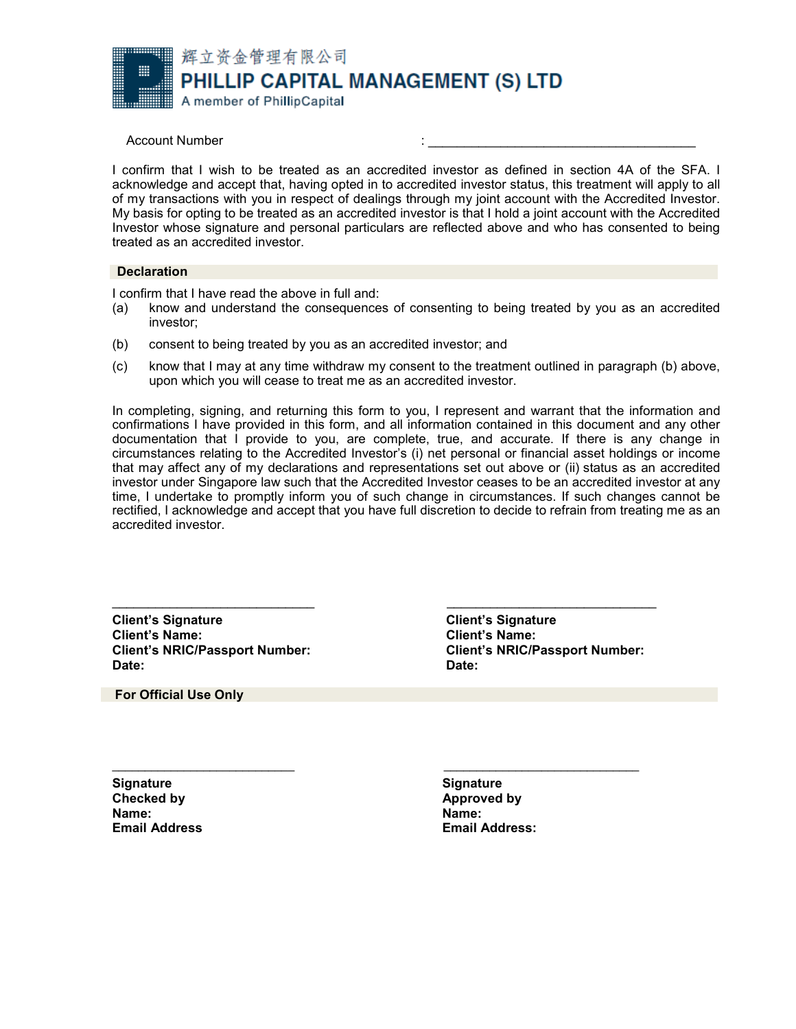輝立资金管理有限公司
**PHILLIP CAPITAL MANAGEMENT (S) LTD**
A member of PhillipCapital

Account Number : ______________________________________

I confirm that I wish to be treated as an accredited investor as defined in section 4A of the SFA. I acknowledge and accept that, having opted in to accredited investor status, this treatment will apply to all of my transactions with you in respect of dealings through my joint account with the Accredited Investor. My basis for opting to be treated as an accredited investor is that I hold a joint account with the Accredited Investor whose signature and personal particulars are reflected above and who has consented to being treated as an accredited investor.

## Declaration

I confirm that I have read the above in full and:

(a) know and understand the consequences of consenting to being treated by you as an accredited investor;

(b) consent to being treated by you as an accredited investor; and

(c) know that I may at any time withdraw my consent to the treatment outlined in paragraph (b) above, upon which you will cease to treat me as an accredited investor.

In completing, signing, and returning this form to you, I represent and warrant that the information and confirmations I have provided in this form, and all information contained in this document and any other documentation that I provide to you, are complete, true, and accurate. If there is any change in circumstances relating to the Accredited Investor's (i) net personal or financial asset holdings or income that may affect any of my declarations and representations set out above or (ii) status as an accredited investor under Singapore law such that the Accredited Investor ceases to be an accredited investor at any time, I undertake to promptly inform you of such change in circumstances. If such changes cannot be rectified, I acknowledge and accept that you have full discretion to decide to refrain from treating me as an accredited investor.

_____________________________

**Client's Signature**
**Client's Name:**
**Client's NRIC/Passport Number:**
**Date:**

_____________________________

**Client's Signature**
**Client's Name:**
**Client's NRIC/Passport Number:**
**Date:**

## For Official Use Only

_____________________________

**Signature**
**Checked by**
**Name:**
**Email Address**

_____________________________

**Signature**
**Approved by**
**Name:**
**Email Address:**